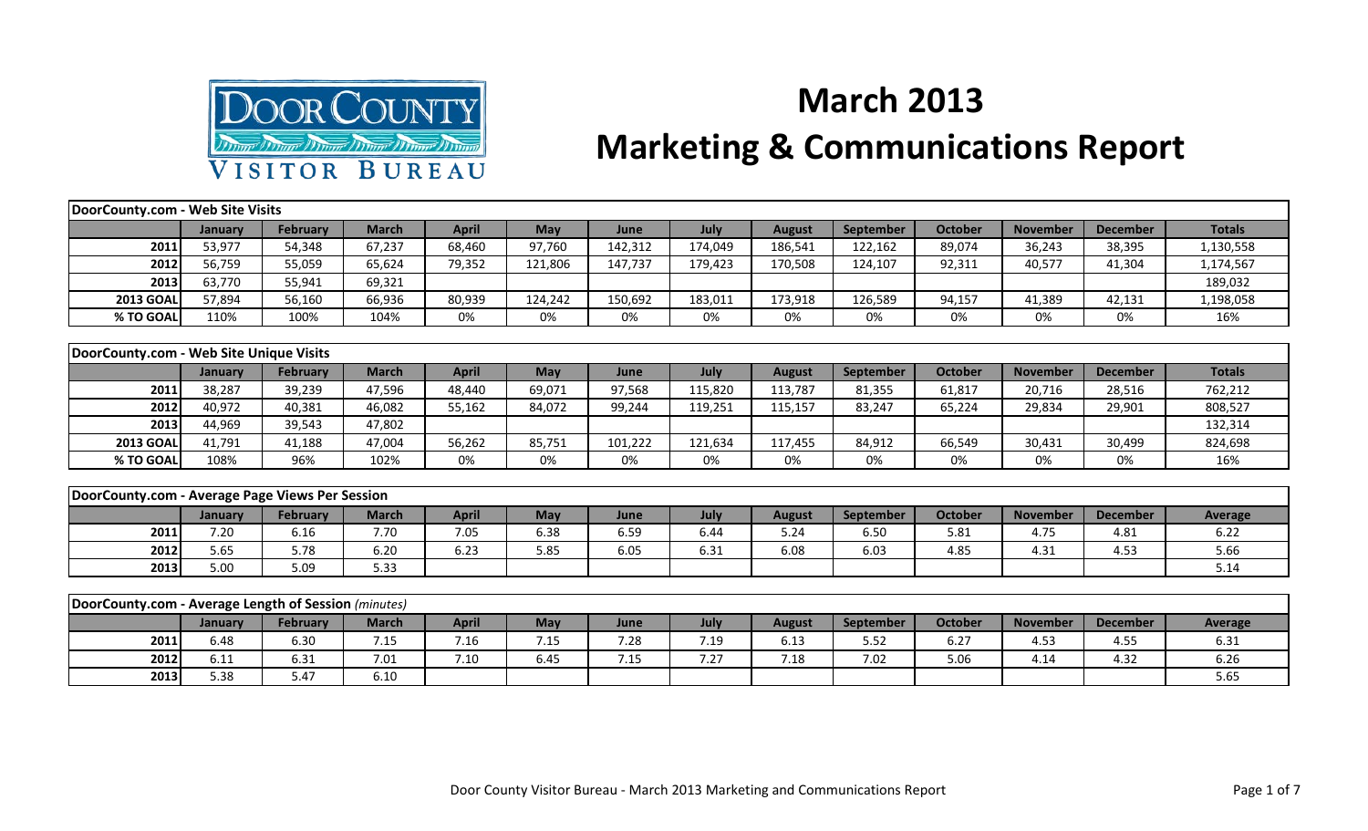Door County Visitor Bureau

# March 2013 Marketing & Communications Report

| DoorCounty.com - Web Site Visits | | | | | | | | | | | | | |
|---|---|---|---|---|---|---|---|---|---|---|---|---|---|
| | January | February | March | April | May | June | July | August | September | October | November | December | Totals |
| 2011 | 53,977 | 54,348 | 67,237 | 68,460 | 97,760 | 142,312 | 174,049 | 186,541 | 122,162 | 89,074 | 36,243 | 38,395 | 1,130,558 |
| 2012 | 56,759 | 55,059 | 65,624 | 79,352 | 121,806 | 147,737 | 179,423 | 170,508 | 124,107 | 92,311 | 40,577 | 41,304 | 1,174,567 |
| 2013 | 63,770 | 55,941 | 69,321 | | | | | | | | | | 189,032 |
| 2013 GOAL | 57,894 | 56,160 | 66,936 | 80,939 | 124,242 | 150,692 | 183,011 | 173,918 | 126,589 | 94,157 | 41,389 | 42,131 | 1,198,058 |
| % TO GOAL | 110% | 100% | 104% | 0% | 0% | 0% | 0% | 0% | 0% | 0% | 0% | 0% | 16% |

| DoorCounty.com - Web Site Unique Visits | | | | | | | | | | | | | |
|---|---|---|---|---|---|---|---|---|---|---|---|---|---|
| | January | February | March | April | May | June | July | August | September | October | November | December | Totals |
| 2011 | 38,287 | 39,239 | 47,596 | 48,440 | 69,071 | 97,568 | 115,820 | 113,787 | 81,355 | 61,817 | 20,716 | 28,516 | 762,212 |
| 2012 | 40,972 | 40,381 | 46,082 | 55,162 | 84,072 | 99,244 | 119,251 | 115,157 | 83,247 | 65,224 | 29,834 | 29,901 | 808,527 |
| 2013 | 44,969 | 39,543 | 47,802 | | | | | | | | | | 132,314 |
| 2013 GOAL | 41,791 | 41,188 | 47,004 | 56,262 | 85,751 | 101,222 | 121,634 | 117,455 | 84,912 | 66,549 | 30,431 | 30,499 | 824,698 |
| % TO GOAL | 108% | 96% | 102% | 0% | 0% | 0% | 0% | 0% | 0% | 0% | 0% | 0% | 16% |

| DoorCounty.com - Average Page Views Per Session | | | | | | | | | | | | | |
|---|---|---|---|---|---|---|---|---|---|---|---|---|---|
| | January | February | March | April | May | June | July | August | September | October | November | December | Average |
| 2011 | 7.20 | 6.16 | 7.70 | 7.05 | 6.38 | 6.59 | 6.44 | 5.24 | 6.50 | 5.81 | 4.75 | 4.81 | 6.22 |
| 2012 | 5.65 | 5.78 | 6.20 | 6.23 | 5.85 | 6.05 | 6.31 | 6.08 | 6.03 | 4.85 | 4.31 | 4.53 | 5.66 |
| 2013 | 5.00 | 5.09 | 5.33 | | | | | | | | | | 5.14 |

| DoorCounty.com - Average Length of Session *(minutes)* | | | | | | | | | | | | | |
|---|---|---|---|---|---|---|---|---|---|---|---|---|---|
| | January | February | March | April | May | June | July | August | September | October | November | December | Average |
| 2011 | 6.48 | 6.30 | 7.15 | 7.16 | 7.15 | 7.28 | 7.19 | 6.13 | 5.52 | 6.27 | 4.53 | 4.55 | 6.31 |
| 2012 | 6.11 | 6.31 | 7.01 | 7.10 | 6.45 | 7.15 | 7.27 | 7.18 | 7.02 | 5.06 | 4.14 | 4.32 | 6.26 |
| 2013 | 5.38 | 5.47 | 6.10 | | | | | | | | | | 5.65 |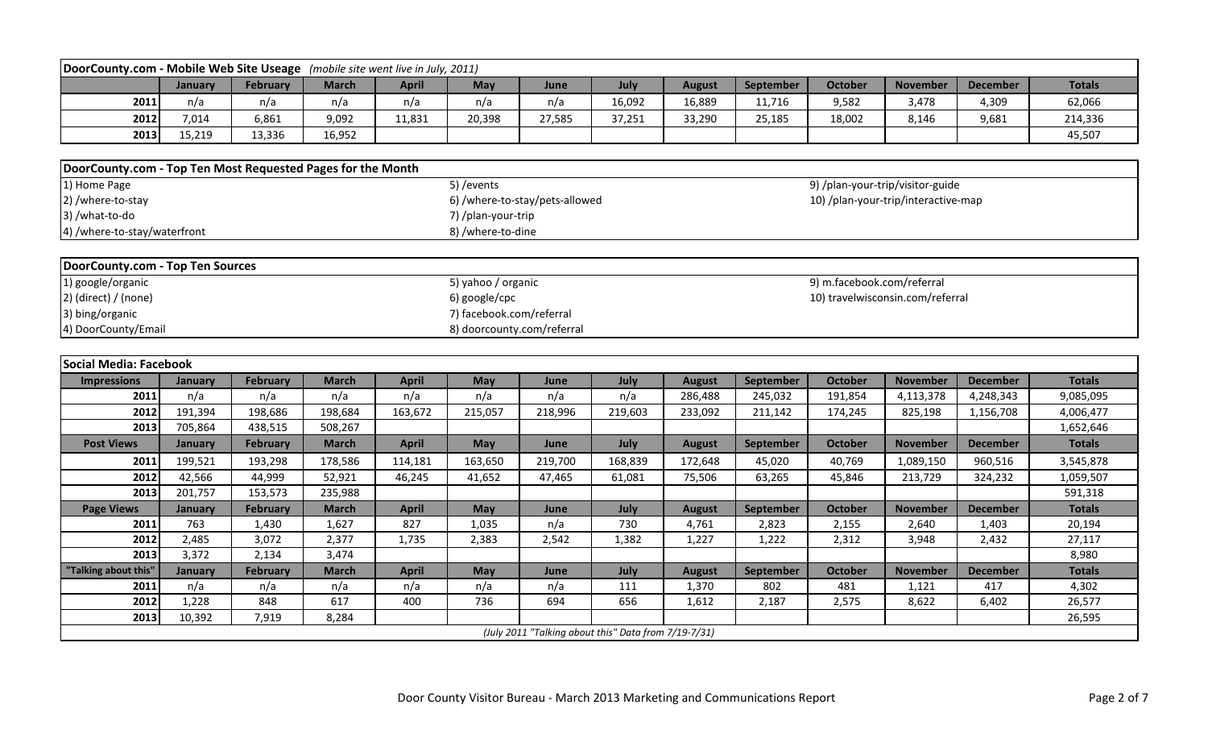## DoorCounty.com - Mobile Web Site Useage *(mobile site went live in July, 2011)*

| | January | February | March | April | May | June | July | August | September | October | November | December | Totals |
|---|---|---|---|---|---|---|---|---|---|---|---|---|---|
| 2011 | n/a | n/a | n/a | n/a | n/a | n/a | 16,092 | 16,889 | 11,716 | 9,582 | 3,478 | 4,309 | 62,066 |
| 2012 | 7,014 | 6,861 | 9,092 | 11,831 | 20,398 | 27,585 | 37,251 | 33,290 | 25,185 | 18,002 | 8,146 | 9,681 | 214,336 |
| 2013 | 15,219 | 13,336 | 16,952 | | | | | | | | | | 45,507 |

## DoorCounty.com - Top Ten Most Requested Pages for the Month

1) Home Page
2) /where-to-stay
3) /what-to-do
4) /where-to-stay/waterfront
5) /events
6) /where-to-stay/pets-allowed
7) /plan-your-trip
8) /where-to-dine
9) /plan-your-trip/visitor-guide
10) /plan-your-trip/interactive-map

## DoorCounty.com - Top Ten Sources

1) google/organic
2) (direct) / (none)
3) bing/organic
4) DoorCounty/Email
5) yahoo / organic
6) google/cpc
7) facebook.com/referral
8) doorcounty.com/referral
9) m.facebook.com/referral
10) travelwisconsin.com/referral

## Social Media: Facebook

| Impressions | January | February | March | April | May | June | July | August | September | October | November | December | Totals |
|---|---|---|---|---|---|---|---|---|---|---|---|---|---|
| 2011 | n/a | n/a | n/a | n/a | n/a | n/a | n/a | 286,488 | 245,032 | 191,854 | 4,113,378 | 4,248,343 | 9,085,095 |
| 2012 | 191,394 | 198,686 | 198,684 | 163,672 | 215,057 | 218,996 | 219,603 | 233,092 | 211,142 | 174,245 | 825,198 | 1,156,708 | 4,006,477 |
| 2013 | 705,864 | 438,515 | 508,267 | | | | | | | | | | 1,652,646 |
| **Post Views** | **January** | **February** | **March** | **April** | **May** | **June** | **July** | **August** | **September** | **October** | **November** | **December** | **Totals** |
| 2011 | 199,521 | 193,298 | 178,586 | 114,181 | 163,650 | 219,700 | 168,839 | 172,648 | 45,020 | 40,769 | 1,089,150 | 960,516 | 3,545,878 |
| 2012 | 42,566 | 44,999 | 52,921 | 46,245 | 41,652 | 47,465 | 61,081 | 75,506 | 63,265 | 45,846 | 213,729 | 324,232 | 1,059,507 |
| 2013 | 201,757 | 153,573 | 235,988 | | | | | | | | | | 591,318 |
| **Page Views** | **January** | **February** | **March** | **April** | **May** | **June** | **July** | **August** | **September** | **October** | **November** | **December** | **Totals** |
| 2011 | 763 | 1,430 | 1,627 | 827 | 1,035 | n/a | 730 | 4,761 | 2,823 | 2,155 | 2,640 | 1,403 | 20,194 |
| 2012 | 2,485 | 3,072 | 2,377 | 1,735 | 2,383 | 2,542 | 1,382 | 1,227 | 1,222 | 2,312 | 3,948 | 2,432 | 27,117 |
| 2013 | 3,372 | 2,134 | 3,474 | | | | | | | | | | 8,980 |
| **"Talking about this"** | **January** | **February** | **March** | **April** | **May** | **June** | **July** | **August** | **September** | **October** | **November** | **December** | **Totals** |
| 2011 | n/a | n/a | n/a | n/a | n/a | n/a | 111 | 1,370 | 802 | 481 | 1,121 | 417 | 4,302 |
| 2012 | 1,228 | 848 | 617 | 400 | 736 | 694 | 656 | 1,612 | 2,187 | 2,575 | 8,622 | 6,402 | 26,577 |
| 2013 | 10,392 | 7,919 | 8,284 | | | | | | | | | | 26,595 |

*(July 2011 "Talking about this" Data from 7/19-7/31)*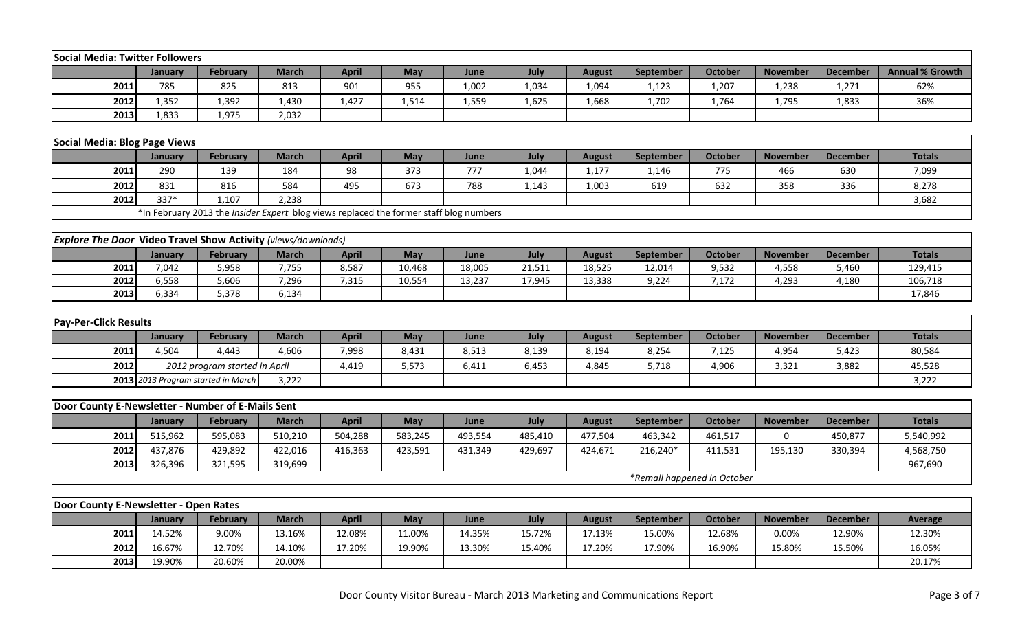| Social Media: Twitter Followers | | | | | | | | | | | | | |
|---|---|---|---|---|---|---|---|---|---|---|---|---|---|
| | January | February | March | April | May | June | July | August | September | October | November | December | Annual % Growth |
| 2011 | 785 | 825 | 813 | 901 | 955 | 1,002 | 1,034 | 1,094 | 1,123 | 1,207 | 1,238 | 1,271 | 62% |
| 2012 | 1,352 | 1,392 | 1,430 | 1,427 | 1,514 | 1,559 | 1,625 | 1,668 | 1,702 | 1,764 | 1,795 | 1,833 | 36% |
| 2013 | 1,833 | 1,975 | 2,032 | | | | | | | | | | |

| Social Media: Blog Page Views | | | | | | | | | | | | | |
|---|---|---|---|---|---|---|---|---|---|---|---|---|---|
| | January | February | March | April | May | June | July | August | September | October | November | December | Totals |
| 2011 | 290 | 139 | 184 | 98 | 373 | 777 | 1,044 | 1,177 | 1,146 | 775 | 466 | 630 | 7,099 |
| 2012 | 831 | 816 | 584 | 495 | 673 | 788 | 1,143 | 1,003 | 619 | 632 | 358 | 336 | 8,278 |
| 2012 | 337* | 1,107 | 2,238 | | | | | | | | | | 3,682 |
| | *In February 2013 the *Insider Expert* blog views replaced the former staff blog numbers | | | | | | | | | | | | |

| *Explore The Door* Video Travel Show Activity *(views/downloads)* | | | | | | | | | | | | | |
|---|---|---|---|---|---|---|---|---|---|---|---|---|---|
| | January | February | March | April | May | June | July | August | September | October | November | December | Totals |
| 2011 | 7,042 | 5,958 | 7,755 | 8,587 | 10,468 | 18,005 | 21,511 | 18,525 | 12,014 | 9,532 | 4,558 | 5,460 | 129,415 |
| 2012 | 6,558 | 5,606 | 7,296 | 7,315 | 10,554 | 13,237 | 17,945 | 13,338 | 9,224 | 7,172 | 4,293 | 4,180 | 106,718 |
| 2013 | 6,334 | 5,378 | 6,134 | | | | | | | | | | 17,846 |

| Pay-Per-Click Results | | | | | | | | | | | | | |
|---|---|---|---|---|---|---|---|---|---|---|---|---|---|
| | January | February | March | April | May | June | July | August | September | October | November | December | Totals |
| 2011 | 4,504 | 4,443 | 4,606 | 7,998 | 8,431 | 8,513 | 8,139 | 8,194 | 8,254 | 7,125 | 4,954 | 5,423 | 80,584 |
| 2012 | *2012 program started in April* | | | 4,419 | 5,573 | 6,411 | 6,453 | 4,845 | 5,718 | 4,906 | 3,321 | 3,882 | 45,528 |
| 2013 | *2013 Program started in March* | | 3,222 | | | | | | | | | | 3,222 |

| Door County E-Newsletter - Number of E-Mails Sent | | | | | | | | | | | | | |
|---|---|---|---|---|---|---|---|---|---|---|---|---|---|
| | January | February | March | April | May | June | July | August | September | October | November | December | Totals |
| 2011 | 515,962 | 595,083 | 510,210 | 504,288 | 583,245 | 493,554 | 485,410 | 477,504 | 463,342 | 461,517 | 0 | 450,877 | 5,540,992 |
| 2012 | 437,876 | 429,892 | 422,016 | 416,363 | 423,591 | 431,349 | 429,697 | 424,671 | 216,240* | 411,531 | 195,130 | 330,394 | 4,568,750 |
| 2013 | 326,396 | 321,595 | 319,699 | | | | | | | | | | 967,690 |
| | | | | | | | | | *Remail happened in October | | | | |

| Door County E-Newsletter - Open Rates | | | | | | | | | | | | | |
|---|---|---|---|---|---|---|---|---|---|---|---|---|---|
| | January | February | March | April | May | June | July | August | September | October | November | December | Average |
| 2011 | 14.52% | 9.00% | 13.16% | 12.08% | 11.00% | 14.35% | 15.72% | 17.13% | 15.00% | 12.68% | 0.00% | 12.90% | 12.30% |
| 2012 | 16.67% | 12.70% | 14.10% | 17.20% | 19.90% | 13.30% | 15.40% | 17.20% | 17.90% | 16.90% | 15.80% | 15.50% | 16.05% |
| 2013 | 19.90% | 20.60% | 20.00% | | | | | | | | | | 20.17% |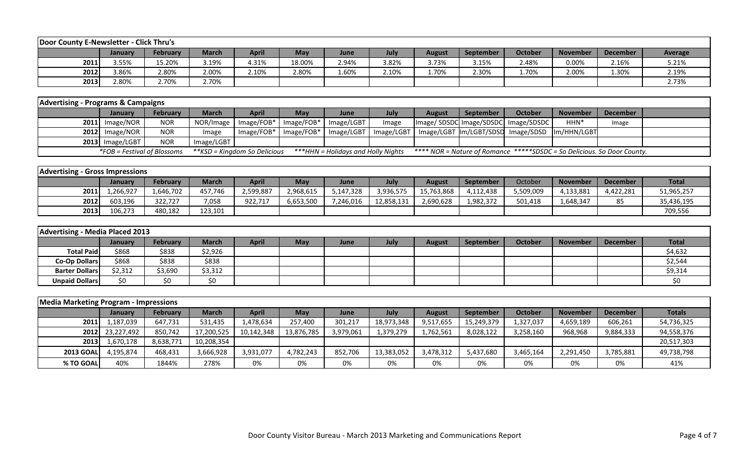| Door County E-Newsletter - Click Thru's | | | | | | | | | | | | | |
|---|---|---|---|---|---|---|---|---|---|---|---|---|---|
| | January | February | March | April | May | June | July | August | September | October | November | December | Average |
| 2011 | 3.55% | 15.20% | 3.19% | 4.31% | 18.00% | 2.94% | 3.82% | 3.73% | 3.15% | 2.48% | 0.00% | 2.16% | 5.21% |
| 2012 | 3.86% | 2.80% | 2.00% | 2.10% | 2.80% | 1.60% | 2.10% | 1.70% | 2.30% | 1.70% | 2.00% | 1.30% | 2.19% |
| 2013 | 2.80% | 2.70% | 2.70% | | | | | | | | | | 2.73% |

| Advertising - Programs & Campaigns | | | | | | | | | | | | |
|---|---|---|---|---|---|---|---|---|---|---|---|---|
| | January | February | March | April | May | June | July | August | September | October | November | December |
| 2011 | Image/NOR | NOR | NOR/Image | Image/FOB* | Image/FOB* | Image/LGBT | Image | Image/ SDSDC | Image/SDSDC | Image/SDSDC | HHN* | Image |
| 2012 | Image/NOR | NOR | Image | Image/FOB* | Image/FOB* | Image/LGBT | Image/LGBT | Image/LGBT | Im/LGBT/SDSD | Image/SDSD | Im/HHN/LGBT | |
| 2013 | Image/LGBT | NOR | Image/LGBT | | | | | | | | | |

*FOB = Festival of Blossoms **KSD = Kingdom So Delicious ***HHN = Holidays and Holly Nights **** NOR = Nature of Romance *****SDSDC = So Delicious. So Door County.

| Advertising - Gross Impressions | | | | | | | | | | | | | |
|---|---|---|---|---|---|---|---|---|---|---|---|---|---|
| | January | February | March | April | May | June | July | August | September | October | November | December | Total |
| 2011 | 1,266,927 | 1,646,702 | 457,746 | 2,599,887 | 2,968,615 | 5,147,328 | 3,936,575 | 15,763,868 | 4,112,438 | 5,509,009 | 4,133,881 | 4,422,281 | 51,965,257 |
| 2012 | 603,196 | 322,727 | 7,058 | 922,717 | 6,653,500 | 7,246,016 | 12,858,131 | 2,690,628 | 1,982,372 | 501,418 | 1,648,347 | 85 | 35,436,195 |
| 2013 | 106,273 | 480,182 | 123,101 | | | | | | | | | | 709,556 |

| Advertising - Media Placed 2013 | | | | | | | | | | | | | |
|---|---|---|---|---|---|---|---|---|---|---|---|---|---|
| | January | February | March | April | May | June | July | August | September | October | November | December | Total |
| Total Paid | $868 | $838 | $2,926 | | | | | | | | | | $4,632 |
| Co-Op Dollars | $868 | $838 | $838 | | | | | | | | | | $2,544 |
| Barter Dollars | $2,312 | $3,690 | $3,312 | | | | | | | | | | $9,314 |
| Unpaid Dollars | $0 | $0 | $0 | | | | | | | | | | $0 |

| Media Marketing Program - Impressions | | | | | | | | | | | | | |
|---|---|---|---|---|---|---|---|---|---|---|---|---|---|
| | January | February | March | April | May | June | July | August | September | October | November | December | Totals |
| 2011 | 1,187,039 | 647,731 | 531,435 | 1,478,634 | 257,400 | 301,217 | 18,973,348 | 9,517,655 | 15,249,379 | 1,327,037 | 4,659,189 | 606,261 | 54,736,325 |
| 2012 | 23,227,492 | 850,742 | 17,200,525 | 10,142,348 | 13,876,785 | 3,979,061 | 1,379,279 | 1,762,561 | 8,028,122 | 3,258,160 | 968,968 | 9,884,333 | 94,558,376 |
| 2013 | 1,670,178 | 8,638,771 | 10,208,354 | | | | | | | | | | 20,517,303 |
| 2013 GOAL | 4,195,874 | 468,431 | 3,666,928 | 3,931,077 | 4,782,243 | 852,706 | 13,383,052 | 3,478,312 | 5,437,680 | 3,465,164 | 2,291,450 | 3,785,881 | 49,738,798 |
| % TO GOAL | 40% | 1844% | 278% | 0% | 0% | 0% | 0% | 0% | 0% | 0% | 0% | 0% | 41% |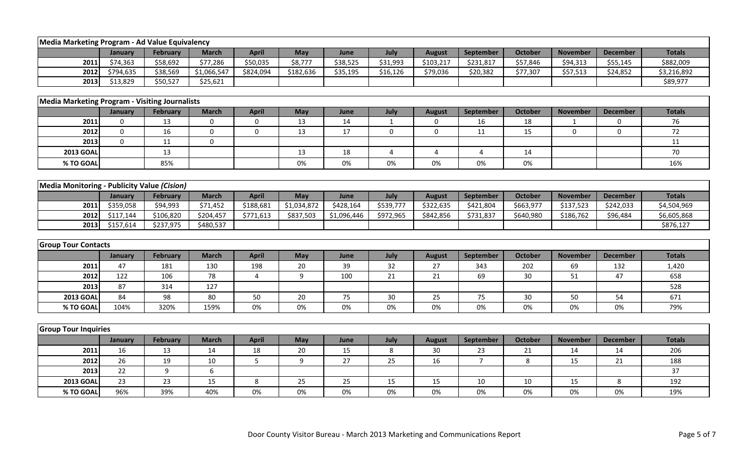| Media Marketing Program - Ad Value Equivalency | | | | | | | | | | | | | |
|---|---|---|---|---|---|---|---|---|---|---|---|---|---|
| | January | February | March | April | May | June | July | August | September | October | November | December | Totals |
| 2011 | $74,363 | $58,692 | $77,286 | $50,035 | $8,777 | $38,525 | $31,993 | $103,217 | $231,817 | $57,846 | $94,313 | $55,145 | $882,009 |
| 2012 | $794,635 | $38,569 | $1,066,547 | $824,094 | $182,636 | $35,195 | $16,126 | $79,036 | $20,382 | $77,307 | $57,513 | $24,852 | $3,216,892 |
| 2013 | $13,829 | $50,527 | $25,621 | | | | | | | | | | $89,977 |

| Media Marketing Program - Visiting Journalists | | | | | | | | | | | | | |
|---|---|---|---|---|---|---|---|---|---|---|---|---|---|
| | January | February | March | April | May | June | July | August | September | October | November | December | Totals |
| 2011 | 0 | 13 | 0 | 0 | 13 | 14 | 1 | 0 | 16 | 18 | 1 | 0 | 76 |
| 2012 | 0 | 16 | 0 | 0 | 13 | 17 | 0 | 0 | 11 | 15 | 0 | 0 | 72 |
| 2013 | 0 | 11 | 0 | | | | | | | | | | 11 |
| 2013 GOAL | | 13 | | | 13 | 18 | 4 | 4 | 4 | 14 | | | 70 |
| % TO GOAL | | 85% | | | 0% | 0% | 0% | 0% | 0% | 0% | | | 16% |

| Media Monitoring - Publicity Value *(Cision)* | | | | | | | | | | | | | |
|---|---|---|---|---|---|---|---|---|---|---|---|---|---|
| | January | February | March | April | May | June | July | August | September | October | November | December | Totals |
| 2011 | $359,058 | $94,993 | $71,452 | $188,681 | $1,034,872 | $428,164 | $539,777 | $322,635 | $421,804 | $663,977 | $137,523 | $242,033 | $4,504,969 |
| 2012 | $117,144 | $106,820 | $204,457 | $771,613 | $837,503 | $1,096,446 | $972,965 | $842,856 | $731,837 | $640,980 | $186,762 | $96,484 | $6,605,868 |
| 2013 | $157,614 | $237,975 | $480,537 | | | | | | | | | | $876,127 |

| Group Tour Contacts | | | | | | | | | | | | | |
|---|---|---|---|---|---|---|---|---|---|---|---|---|---|
| | January | February | March | April | May | June | July | August | September | October | November | December | Totals |
| 2011 | 47 | 181 | 130 | 198 | 20 | 39 | 32 | 27 | 343 | 202 | 69 | 132 | 1,420 |
| 2012 | 122 | 106 | 78 | 4 | 9 | 100 | 21 | 21 | 69 | 30 | 51 | 47 | 658 |
| 2013 | 87 | 314 | 127 | | | | | | | | | | 528 |
| 2013 GOAL | 84 | 98 | 80 | 50 | 20 | 75 | 30 | 25 | 75 | 30 | 50 | 54 | 671 |
| % TO GOAL | 104% | 320% | 159% | 0% | 0% | 0% | 0% | 0% | 0% | 0% | 0% | 0% | 79% |

| Group Tour Inquiries | | | | | | | | | | | | | |
|---|---|---|---|---|---|---|---|---|---|---|---|---|---|
| | January | February | March | April | May | June | July | August | September | October | November | December | Totals |
| 2011 | 16 | 13 | 14 | 18 | 20 | 15 | 8 | 30 | 23 | 21 | 14 | 14 | 206 |
| 2012 | 26 | 19 | 10 | 5 | 9 | 27 | 25 | 16 | 7 | 8 | 15 | 21 | 188 |
| 2013 | 22 | 9 | 6 | | | | | | | | | | 37 |
| 2013 GOAL | 23 | 23 | 15 | 8 | 25 | 25 | 15 | 15 | 10 | 10 | 15 | 8 | 192 |
| % TO GOAL | 96% | 39% | 40% | 0% | 0% | 0% | 0% | 0% | 0% | 0% | 0% | 0% | 19% |

Door County Visitor Bureau - March 2013 Marketing and Communications Report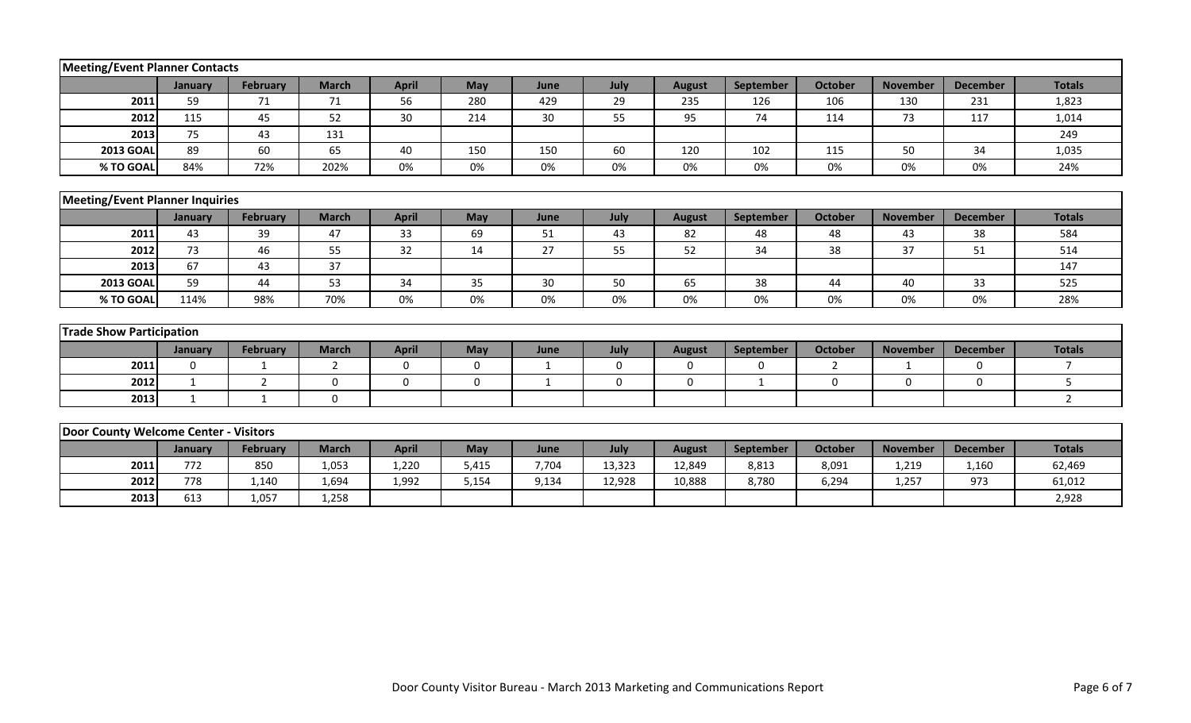## Meeting/Event Planner Contacts

| | January | February | March | April | May | June | July | August | September | October | November | December | Totals |
|---|---|---|---|---|---|---|---|---|---|---|---|---|---|
| 2011 | 59 | 71 | 71 | 56 | 280 | 429 | 29 | 235 | 126 | 106 | 130 | 231 | 1,823 |
| 2012 | 115 | 45 | 52 | 30 | 214 | 30 | 55 | 95 | 74 | 114 | 73 | 117 | 1,014 |
| 2013 | 75 | 43 | 131 | | | | | | | | | | 249 |
| 2013 GOAL | 89 | 60 | 65 | 40 | 150 | 150 | 60 | 120 | 102 | 115 | 50 | 34 | 1,035 |
| % TO GOAL | 84% | 72% | 202% | 0% | 0% | 0% | 0% | 0% | 0% | 0% | 0% | 0% | 24% |

## Meeting/Event Planner Inquiries

| | January | February | March | April | May | June | July | August | September | October | November | December | Totals |
|---|---|---|---|---|---|---|---|---|---|---|---|---|---|
| 2011 | 43 | 39 | 47 | 33 | 69 | 51 | 43 | 82 | 48 | 48 | 43 | 38 | 584 |
| 2012 | 73 | 46 | 55 | 32 | 14 | 27 | 55 | 52 | 34 | 38 | 37 | 51 | 514 |
| 2013 | 67 | 43 | 37 | | | | | | | | | | 147 |
| 2013 GOAL | 59 | 44 | 53 | 34 | 35 | 30 | 50 | 65 | 38 | 44 | 40 | 33 | 525 |
| % TO GOAL | 114% | 98% | 70% | 0% | 0% | 0% | 0% | 0% | 0% | 0% | 0% | 0% | 28% |

## Trade Show Participation

| | January | February | March | April | May | June | July | August | September | October | November | December | Totals |
|---|---|---|---|---|---|---|---|---|---|---|---|---|---|
| 2011 | 0 | 1 | 2 | 0 | 0 | 1 | 0 | 0 | 0 | 2 | 1 | 0 | 7 |
| 2012 | 1 | 2 | 0 | 0 | 0 | 1 | 0 | 0 | 1 | 0 | 0 | 0 | 5 |
| 2013 | 1 | 1 | 0 | | | | | | | | | | 2 |

## Door County Welcome Center - Visitors

| | January | February | March | April | May | June | July | August | September | October | November | December | Totals |
|---|---|---|---|---|---|---|---|---|---|---|---|---|---|
| 2011 | 772 | 850 | 1,053 | 1,220 | 5,415 | 7,704 | 13,323 | 12,849 | 8,813 | 8,091 | 1,219 | 1,160 | 62,469 |
| 2012 | 778 | 1,140 | 1,694 | 1,992 | 5,154 | 9,134 | 12,928 | 10,888 | 8,780 | 6,294 | 1,257 | 973 | 61,012 |
| 2013 | 613 | 1,057 | 1,258 | | | | | | | | | | 2,928 |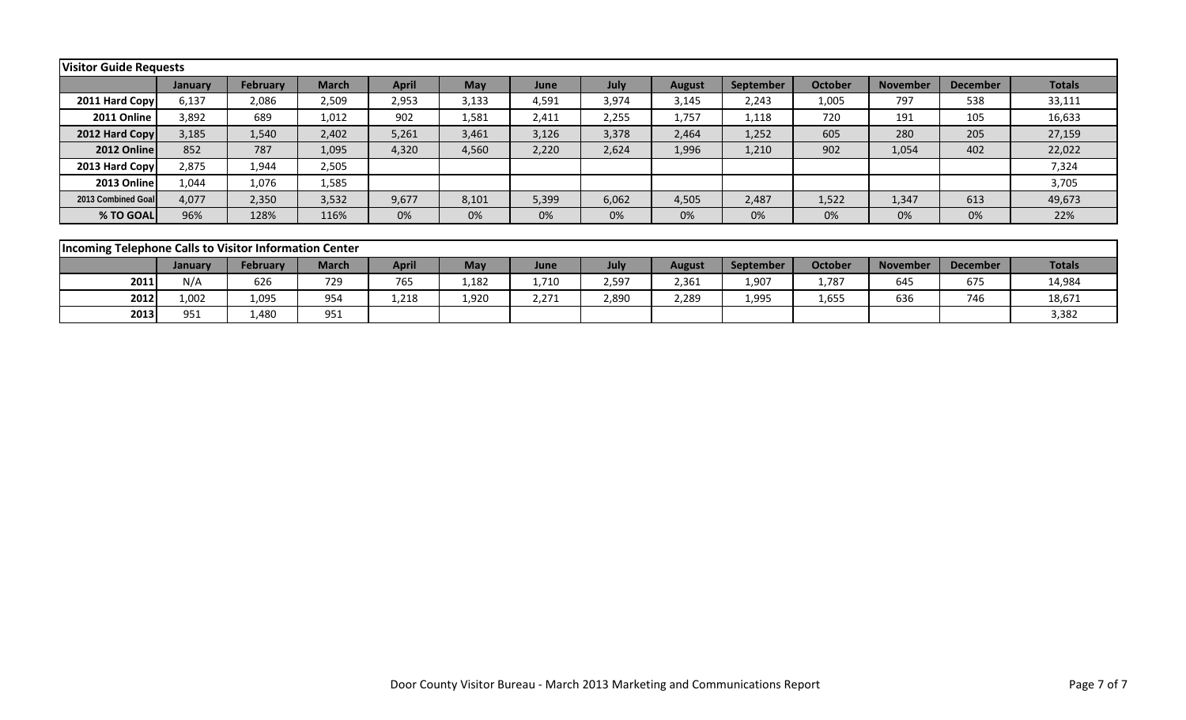| Visitor Guide Requests | | | | | | | | | | | | | |
|---|---|---|---|---|---|---|---|---|---|---|---|---|---|
| | January | February | March | April | May | June | July | August | September | October | November | December | Totals |
| 2011 Hard Copy | 6,137 | 2,086 | 2,509 | 2,953 | 3,133 | 4,591 | 3,974 | 3,145 | 2,243 | 1,005 | 797 | 538 | 33,111 |
| 2011 Online | 3,892 | 689 | 1,012 | 902 | 1,581 | 2,411 | 2,255 | 1,757 | 1,118 | 720 | 191 | 105 | 16,633 |
| 2012 Hard Copy | 3,185 | 1,540 | 2,402 | 5,261 | 3,461 | 3,126 | 3,378 | 2,464 | 1,252 | 605 | 280 | 205 | 27,159 |
| 2012 Online | 852 | 787 | 1,095 | 4,320 | 4,560 | 2,220 | 2,624 | 1,996 | 1,210 | 902 | 1,054 | 402 | 22,022 |
| 2013 Hard Copy | 2,875 | 1,944 | 2,505 | | | | | | | | | | 7,324 |
| 2013 Online | 1,044 | 1,076 | 1,585 | | | | | | | | | | 3,705 |
| 2013 Combined Goal | 4,077 | 2,350 | 3,532 | 9,677 | 8,101 | 5,399 | 6,062 | 4,505 | 2,487 | 1,522 | 1,347 | 613 | 49,673 |
| % TO GOAL | 96% | 128% | 116% | 0% | 0% | 0% | 0% | 0% | 0% | 0% | 0% | 0% | 22% |

| Incoming Telephone Calls to Visitor Information Center | | | | | | | | | | | | | |
|---|---|---|---|---|---|---|---|---|---|---|---|---|---|
| | January | February | March | April | May | June | July | August | September | October | November | December | Totals |
| 2011 | N/A | 626 | 729 | 765 | 1,182 | 1,710 | 2,597 | 2,361 | 1,907 | 1,787 | 645 | 675 | 14,984 |
| 2012 | 1,002 | 1,095 | 954 | 1,218 | 1,920 | 2,271 | 2,890 | 2,289 | 1,995 | 1,655 | 636 | 746 | 18,671 |
| 2013 | 951 | 1,480 | 951 | | | | | | | | | | 3,382 |